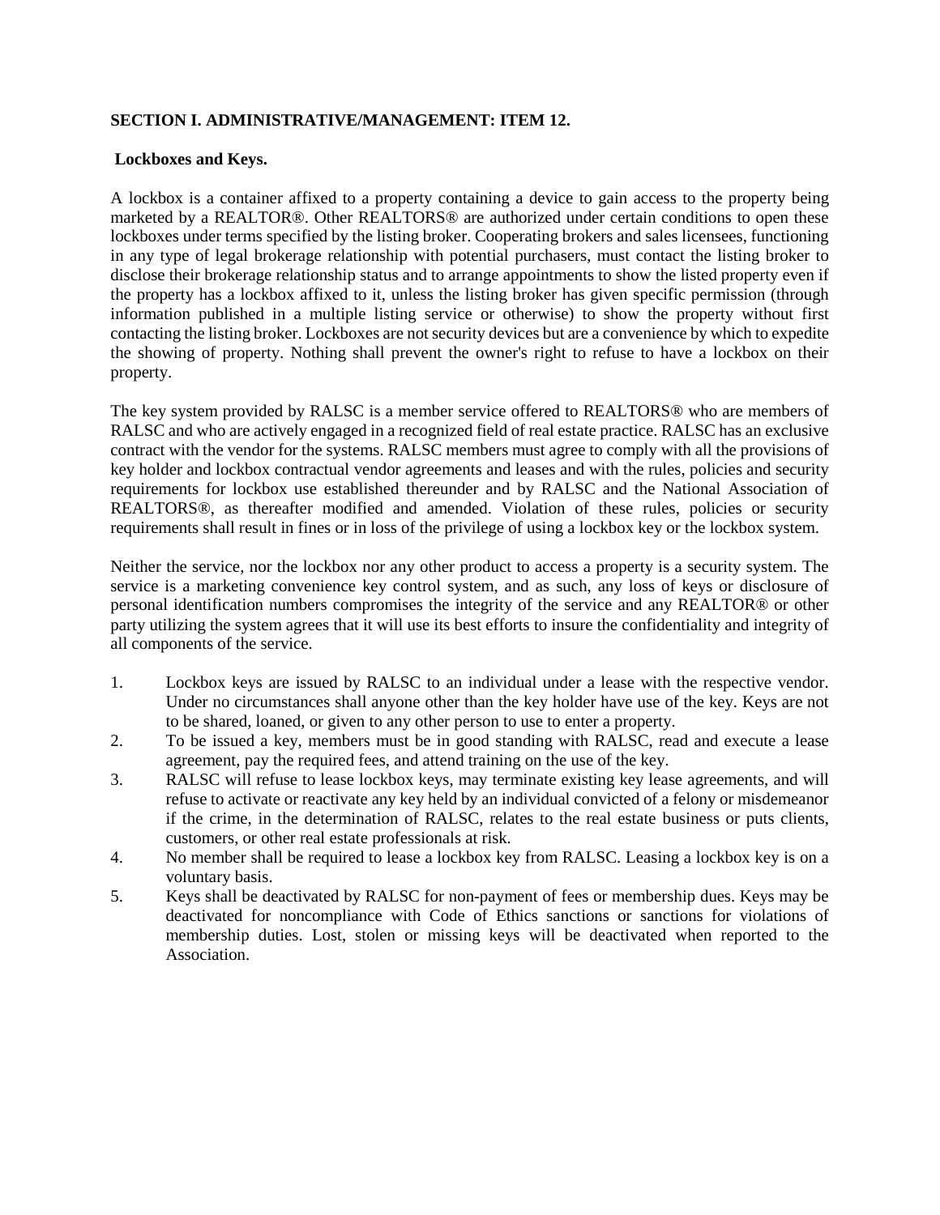**SECTION I. ADMINISTRATIVE/MANAGEMENT: ITEM 12.**

**Lockboxes and Keys.**

A lockbox is a container affixed to a property containing a device to gain access to the property being marketed by a REALTOR®. Other REALTORS® are authorized under certain conditions to open these lockboxes under terms specified by the listing broker. Cooperating brokers and sales licensees, functioning in any type of legal brokerage relationship with potential purchasers, must contact the listing broker to disclose their brokerage relationship status and to arrange appointments to show the listed property even if the property has a lockbox affixed to it, unless the listing broker has given specific permission (through information published in a multiple listing service or otherwise) to show the property without first contacting the listing broker. Lockboxes are not security devices but are a convenience by which to expedite the showing of property. Nothing shall prevent the owner's right to refuse to have a lockbox on their property.

The key system provided by RALSC is a member service offered to REALTORS® who are members of RALSC and who are actively engaged in a recognized field of real estate practice. RALSC has an exclusive contract with the vendor for the systems. RALSC members must agree to comply with all the provisions of key holder and lockbox contractual vendor agreements and leases and with the rules, policies and security requirements for lockbox use established thereunder and by RALSC and the National Association of REALTORS®, as thereafter modified and amended. Violation of these rules, policies or security requirements shall result in fines or in loss of the privilege of using a lockbox key or the lockbox system.

Neither the service, nor the lockbox nor any other product to access a property is a security system. The service is a marketing convenience key control system, and as such, any loss of keys or disclosure of personal identification numbers compromises the integrity of the service and any REALTOR® or other party utilizing the system agrees that it will use its best efforts to insure the confidentiality and integrity of all components of the service.

1. Lockbox keys are issued by RALSC to an individual under a lease with the respective vendor. Under no circumstances shall anyone other than the key holder have use of the key. Keys are not to be shared, loaned, or given to any other person to use to enter a property.
2. To be issued a key, members must be in good standing with RALSC, read and execute a lease agreement, pay the required fees, and attend training on the use of the key.
3. RALSC will refuse to lease lockbox keys, may terminate existing key lease agreements, and will refuse to activate or reactivate any key held by an individual convicted of a felony or misdemeanor if the crime, in the determination of RALSC, relates to the real estate business or puts clients, customers, or other real estate professionals at risk.
4. No member shall be required to lease a lockbox key from RALSC. Leasing a lockbox key is on a voluntary basis.
5. Keys shall be deactivated by RALSC for non-payment of fees or membership dues. Keys may be deactivated for noncompliance with Code of Ethics sanctions or sanctions for violations of membership duties. Lost, stolen or missing keys will be deactivated when reported to the Association.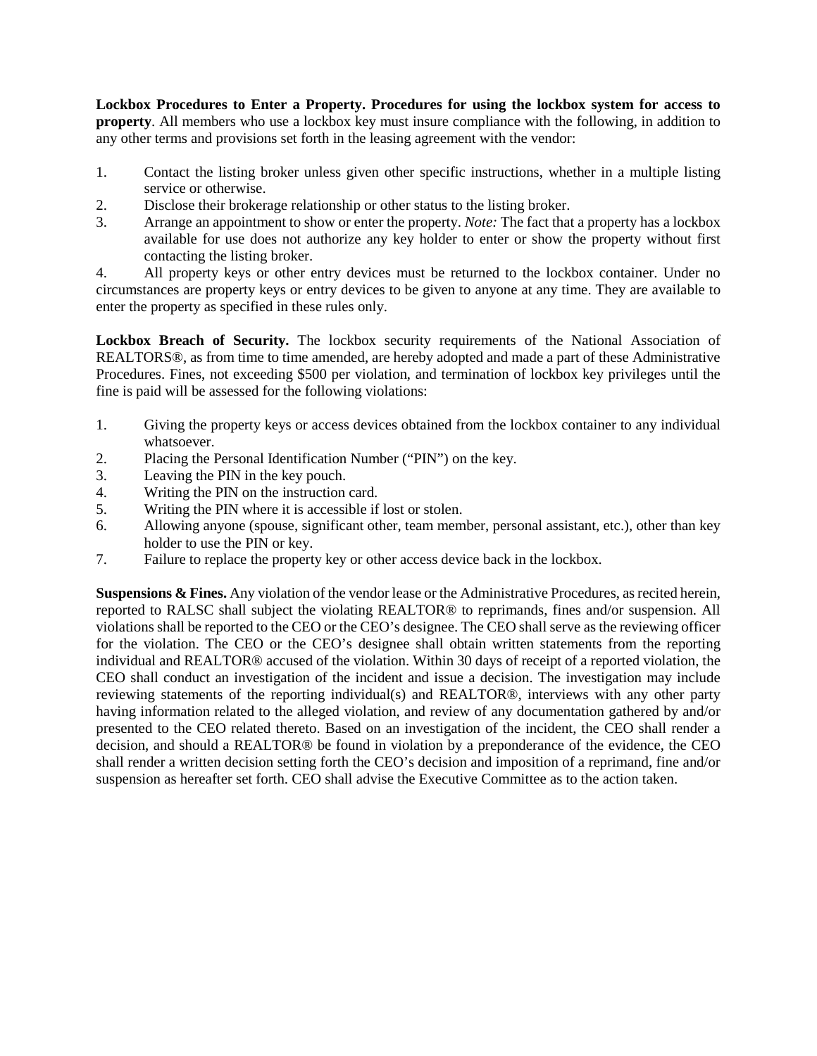**Lockbox Procedures to Enter a Property. Procedures for using the lockbox system for access to property**. All members who use a lockbox key must insure compliance with the following, in addition to any other terms and provisions set forth in the leasing agreement with the vendor:

1. Contact the listing broker unless given other specific instructions, whether in a multiple listing service or otherwise.
2. Disclose their brokerage relationship or other status to the listing broker.
3. Arrange an appointment to show or enter the property. *Note:* The fact that a property has a lockbox available for use does not authorize any key holder to enter or show the property without first contacting the listing broker.
4. All property keys or other entry devices must be returned to the lockbox container. Under no circumstances are property keys or entry devices to be given to anyone at any time. They are available to enter the property as specified in these rules only.

**Lockbox Breach of Security.** The lockbox security requirements of the National Association of REALTORS®, as from time to time amended, are hereby adopted and made a part of these Administrative Procedures. Fines, not exceeding $500 per violation, and termination of lockbox key privileges until the fine is paid will be assessed for the following violations:

1. Giving the property keys or access devices obtained from the lockbox container to any individual whatsoever.
2. Placing the Personal Identification Number ("PIN") on the key.
3. Leaving the PIN in the key pouch.
4. Writing the PIN on the instruction card.
5. Writing the PIN where it is accessible if lost or stolen.
6. Allowing anyone (spouse, significant other, team member, personal assistant, etc.), other than key holder to use the PIN or key.
7. Failure to replace the property key or other access device back in the lockbox.

**Suspensions & Fines.** Any violation of the vendor lease or the Administrative Procedures, as recited herein, reported to RALSC shall subject the violating REALTOR® to reprimands, fines and/or suspension. All violations shall be reported to the CEO or the CEO's designee. The CEO shall serve as the reviewing officer for the violation. The CEO or the CEO's designee shall obtain written statements from the reporting individual and REALTOR® accused of the violation. Within 30 days of receipt of a reported violation, the CEO shall conduct an investigation of the incident and issue a decision. The investigation may include reviewing statements of the reporting individual(s) and REALTOR®, interviews with any other party having information related to the alleged violation, and review of any documentation gathered by and/or presented to the CEO related thereto. Based on an investigation of the incident, the CEO shall render a decision, and should a REALTOR® be found in violation by a preponderance of the evidence, the CEO shall render a written decision setting forth the CEO's decision and imposition of a reprimand, fine and/or suspension as hereafter set forth. CEO shall advise the Executive Committee as to the action taken.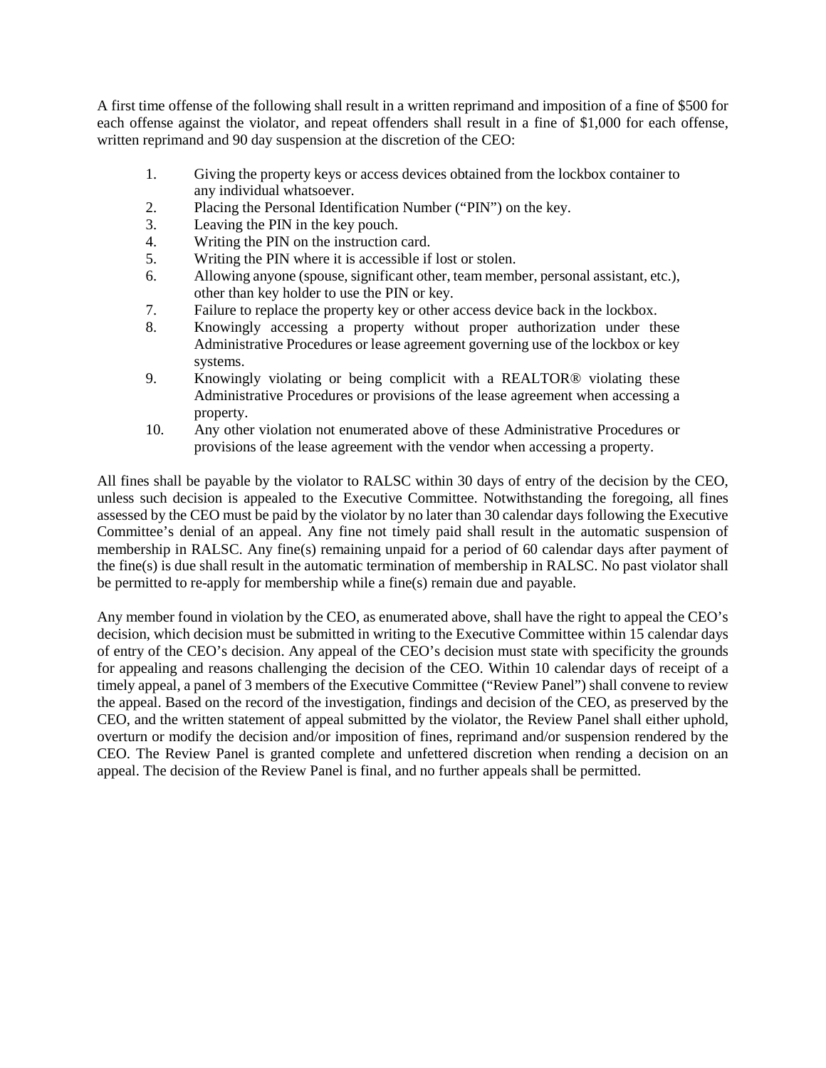A first time offense of the following shall result in a written reprimand and imposition of a fine of $500 for each offense against the violator, and repeat offenders shall result in a fine of $1,000 for each offense, written reprimand and 90 day suspension at the discretion of the CEO:

1. Giving the property keys or access devices obtained from the lockbox container to any individual whatsoever.
2. Placing the Personal Identification Number ("PIN") on the key.
3. Leaving the PIN in the key pouch.
4. Writing the PIN on the instruction card.
5. Writing the PIN where it is accessible if lost or stolen.
6. Allowing anyone (spouse, significant other, team member, personal assistant, etc.), other than key holder to use the PIN or key.
7. Failure to replace the property key or other access device back in the lockbox.
8. Knowingly accessing a property without proper authorization under these Administrative Procedures or lease agreement governing use of the lockbox or key systems.
9. Knowingly violating or being complicit with a REALTOR® violating these Administrative Procedures or provisions of the lease agreement when accessing a property.
10. Any other violation not enumerated above of these Administrative Procedures or provisions of the lease agreement with the vendor when accessing a property.

All fines shall be payable by the violator to RALSC within 30 days of entry of the decision by the CEO, unless such decision is appealed to the Executive Committee. Notwithstanding the foregoing, all fines assessed by the CEO must be paid by the violator by no later than 30 calendar days following the Executive Committee's denial of an appeal. Any fine not timely paid shall result in the automatic suspension of membership in RALSC. Any fine(s) remaining unpaid for a period of 60 calendar days after payment of the fine(s) is due shall result in the automatic termination of membership in RALSC. No past violator shall be permitted to re-apply for membership while a fine(s) remain due and payable.

Any member found in violation by the CEO, as enumerated above, shall have the right to appeal the CEO's decision, which decision must be submitted in writing to the Executive Committee within 15 calendar days of entry of the CEO's decision. Any appeal of the CEO's decision must state with specificity the grounds for appealing and reasons challenging the decision of the CEO. Within 10 calendar days of receipt of a timely appeal, a panel of 3 members of the Executive Committee ("Review Panel") shall convene to review the appeal. Based on the record of the investigation, findings and decision of the CEO, as preserved by the CEO, and the written statement of appeal submitted by the violator, the Review Panel shall either uphold, overturn or modify the decision and/or imposition of fines, reprimand and/or suspension rendered by the CEO. The Review Panel is granted complete and unfettered discretion when rending a decision on an appeal. The decision of the Review Panel is final, and no further appeals shall be permitted.